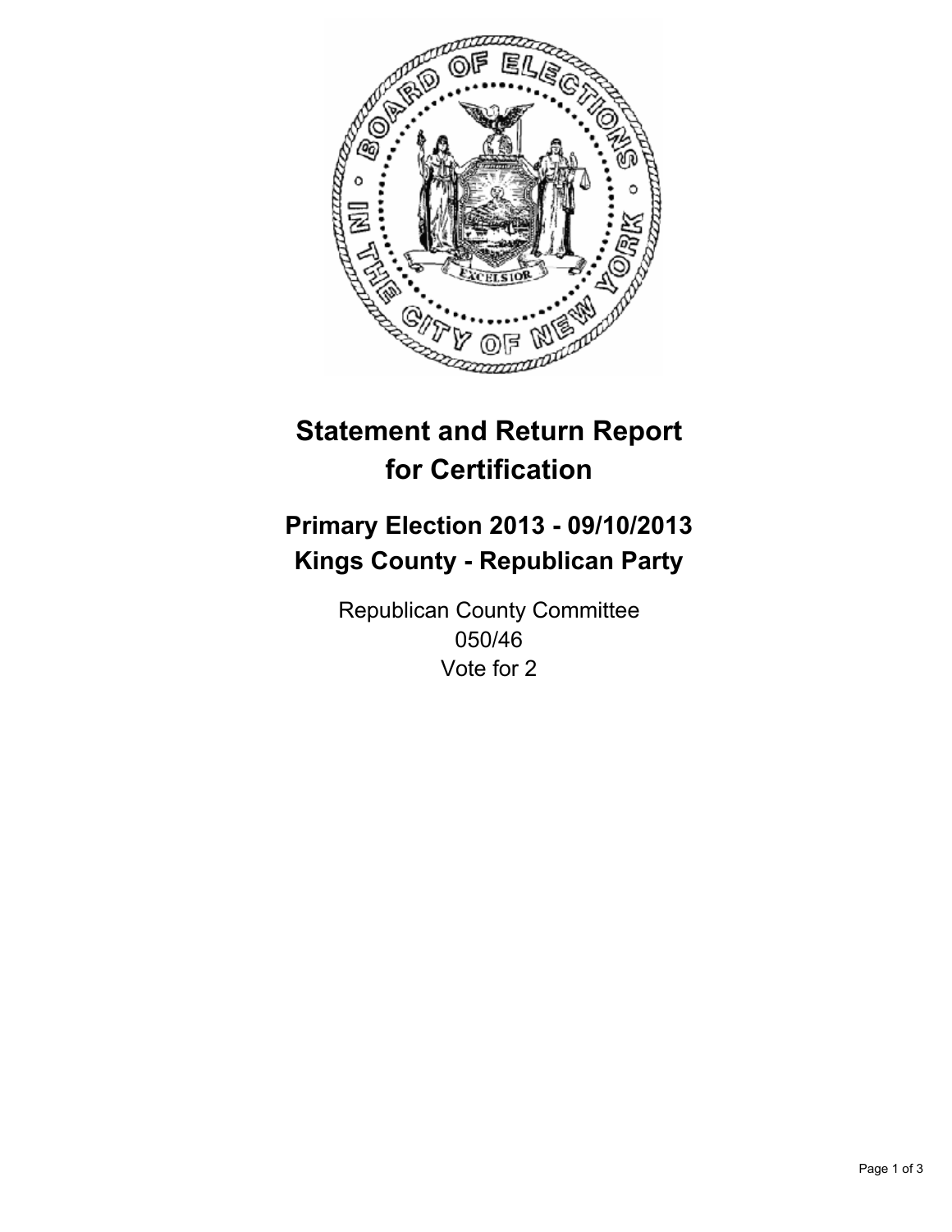# Statement and Return Report for Certification

## Primary Election 2013 - 09/10/2013
## Kings County - Republican Party

Republican County Committee
050/46
Vote for 2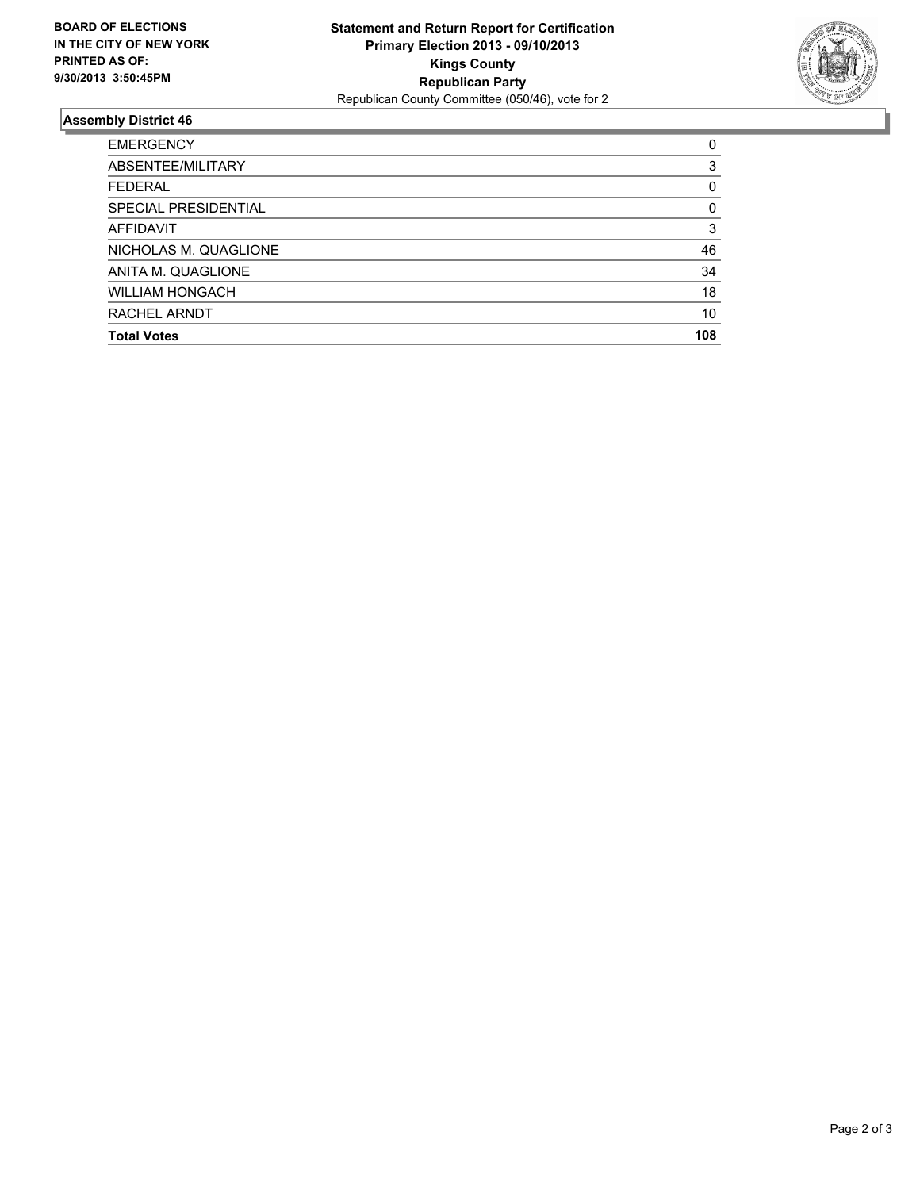**BOARD OF ELECTIONS IN THE CITY OF NEW YORK PRINTED AS OF: 9/30/2013 3:50:45PM**

**Statement and Return Report for Certification**
**Primary Election 2013 - 09/10/2013**
**Kings County**
**Republican Party**
Republican County Committee (050/46), vote for 2

## Assembly District 46

| | |
|---|---|
| EMERGENCY | 0 |
| ABSENTEE/MILITARY | 3 |
| FEDERAL | 0 |
| SPECIAL PRESIDENTIAL | 0 |
| AFFIDAVIT | 3 |
| NICHOLAS M. QUAGLIONE | 46 |
| ANITA M. QUAGLIONE | 34 |
| WILLIAM HONGACH | 18 |
| RACHEL ARNDT | 10 |
| **Total Votes** | **108** |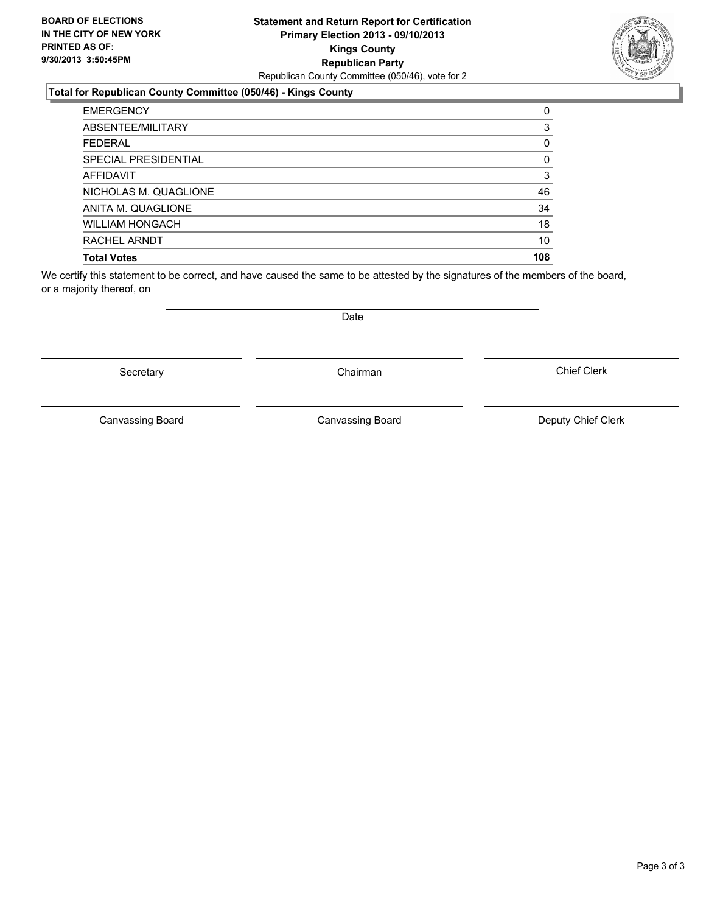**BOARD OF ELECTIONS IN THE CITY OF NEW YORK PRINTED AS OF: 9/30/2013 3:50:45PM**

**Statement and Return Report for Certification Primary Election 2013 - 09/10/2013 Kings County Republican Party**

Republican County Committee (050/46), vote for 2

**Total for Republican County Committee (050/46) - Kings County**

| | |
|---|---|
| EMERGENCY | 0 |
| ABSENTEE/MILITARY | 3 |
| FEDERAL | 0 |
| SPECIAL PRESIDENTIAL | 0 |
| AFFIDAVIT | 3 |
| NICHOLAS M. QUAGLIONE | 46 |
| ANITA M. QUAGLIONE | 34 |
| WILLIAM HONGACH | 18 |
| RACHEL ARNDT | 10 |
| **Total Votes** | **108** |

We certify this statement to be correct, and have caused the same to be attested by the signatures of the members of the board, or a majority thereof, on

Date

Secretary | Chairman | Chief Clerk

Canvassing Board | Canvassing Board | Deputy Chief Clerk